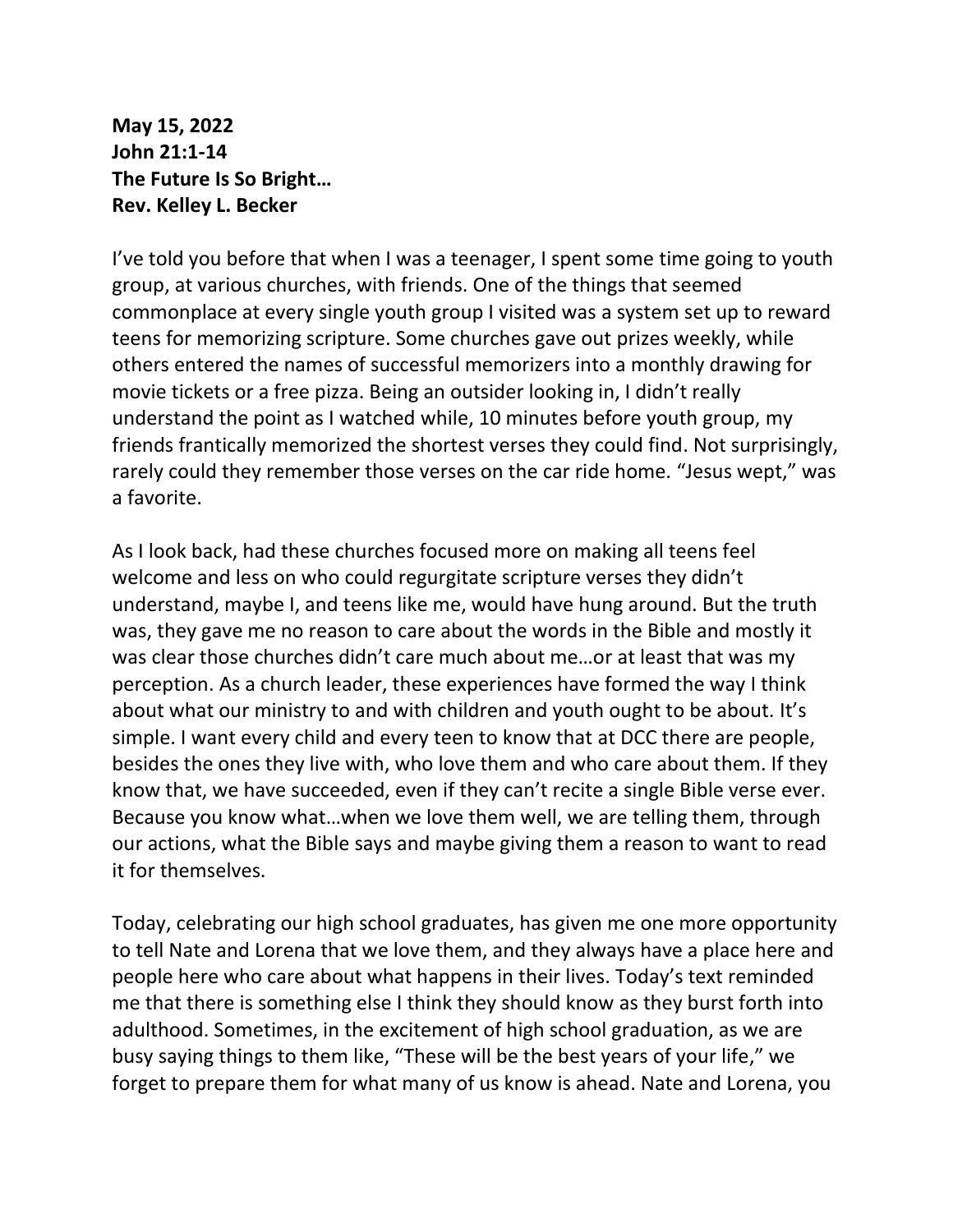**May 15, 2022**
**John 21:1-14**
**The Future Is So Bright…**
**Rev. Kelley L. Becker**

I've told you before that when I was a teenager, I spent some time going to youth group, at various churches, with friends. One of the things that seemed commonplace at every single youth group I visited was a system set up to reward teens for memorizing scripture. Some churches gave out prizes weekly, while others entered the names of successful memorizers into a monthly drawing for movie tickets or a free pizza. Being an outsider looking in, I didn't really understand the point as I watched while, 10 minutes before youth group, my friends frantically memorized the shortest verses they could find. Not surprisingly, rarely could they remember those verses on the car ride home. "Jesus wept," was a favorite.

As I look back, had these churches focused more on making all teens feel welcome and less on who could regurgitate scripture verses they didn't understand, maybe I, and teens like me, would have hung around. But the truth was, they gave me no reason to care about the words in the Bible and mostly it was clear those churches didn't care much about me…or at least that was my perception. As a church leader, these experiences have formed the way I think about what our ministry to and with children and youth ought to be about. It's simple. I want every child and every teen to know that at DCC there are people, besides the ones they live with, who love them and who care about them. If they know that, we have succeeded, even if they can't recite a single Bible verse ever. Because you know what…when we love them well, we are telling them, through our actions, what the Bible says and maybe giving them a reason to want to read it for themselves.

Today, celebrating our high school graduates, has given me one more opportunity to tell Nate and Lorena that we love them, and they always have a place here and people here who care about what happens in their lives. Today's text reminded me that there is something else I think they should know as they burst forth into adulthood. Sometimes, in the excitement of high school graduation, as we are busy saying things to them like, "These will be the best years of your life," we forget to prepare them for what many of us know is ahead. Nate and Lorena, you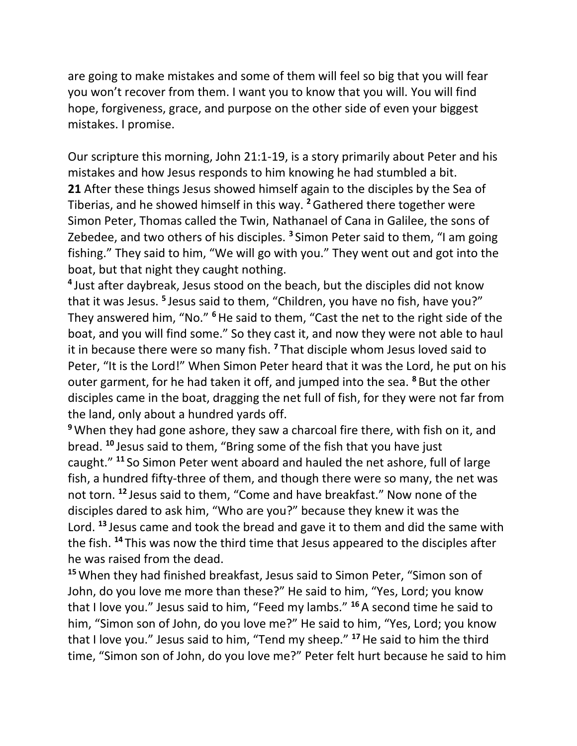are going to make mistakes and some of them will feel so big that you will fear you won't recover from them. I want you to know that you will. You will find hope, forgiveness, grace, and purpose on the other side of even your biggest mistakes. I promise.

Our scripture this morning, John 21:1-19, is a story primarily about Peter and his mistakes and how Jesus responds to him knowing he had stumbled a bit.

**21** After these things Jesus showed himself again to the disciples by the Sea of Tiberias, and he showed himself in this way. [2] Gathered there together were Simon Peter, Thomas called the Twin, Nathanael of Cana in Galilee, the sons of Zebedee, and two others of his disciples. [3] Simon Peter said to them, "I am going fishing." They said to him, "We will go with you." They went out and got into the boat, but that night they caught nothing.

[4] Just after daybreak, Jesus stood on the beach, but the disciples did not know that it was Jesus. [5] Jesus said to them, "Children, you have no fish, have you?" They answered him, "No." [6] He said to them, "Cast the net to the right side of the boat, and you will find some." So they cast it, and now they were not able to haul it in because there were so many fish. [7] That disciple whom Jesus loved said to Peter, "It is the Lord!" When Simon Peter heard that it was the Lord, he put on his outer garment, for he had taken it off, and jumped into the sea. [8] But the other disciples came in the boat, dragging the net full of fish, for they were not far from the land, only about a hundred yards off.

[9] When they had gone ashore, they saw a charcoal fire there, with fish on it, and bread. [10] Jesus said to them, "Bring some of the fish that you have just caught." [11] So Simon Peter went aboard and hauled the net ashore, full of large fish, a hundred fifty-three of them, and though there were so many, the net was not torn. [12] Jesus said to them, "Come and have breakfast." Now none of the disciples dared to ask him, "Who are you?" because they knew it was the Lord. [13] Jesus came and took the bread and gave it to them and did the same with the fish. [14] This was now the third time that Jesus appeared to the disciples after he was raised from the dead.

[15] When they had finished breakfast, Jesus said to Simon Peter, "Simon son of John, do you love me more than these?" He said to him, "Yes, Lord; you know that I love you." Jesus said to him, "Feed my lambs." [16] A second time he said to him, "Simon son of John, do you love me?" He said to him, "Yes, Lord; you know that I love you." Jesus said to him, "Tend my sheep." [17] He said to him the third time, "Simon son of John, do you love me?" Peter felt hurt because he said to him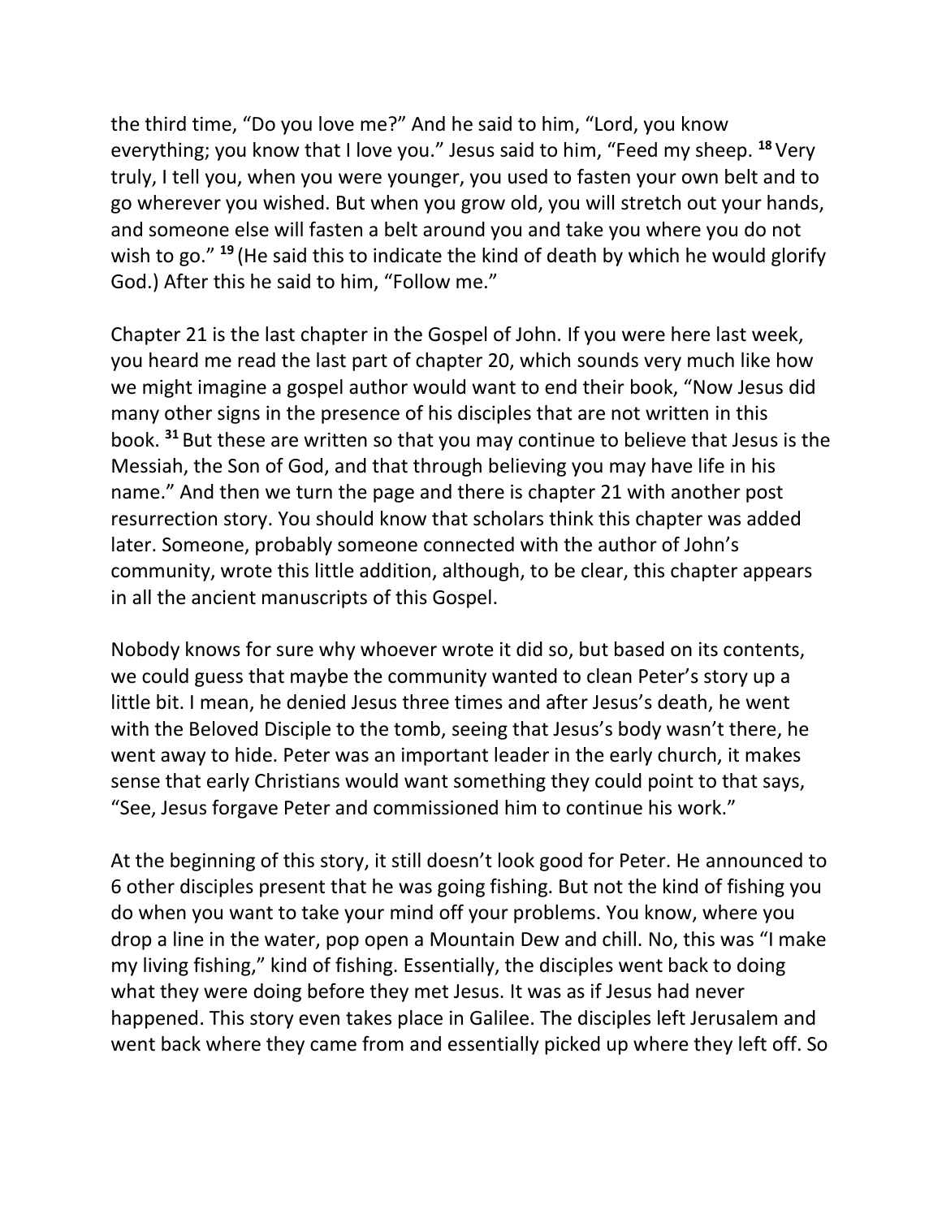the third time, “Do you love me?” And he said to him, “Lord, you know everything; you know that I love you.” Jesus said to him, “Feed my sheep. [18] Very truly, I tell you, when you were younger, you used to fasten your own belt and to go wherever you wished. But when you grow old, you will stretch out your hands, and someone else will fasten a belt around you and take you where you do not wish to go.” [19] (He said this to indicate the kind of death by which he would glorify God.) After this he said to him, “Follow me.”

Chapter 21 is the last chapter in the Gospel of John. If you were here last week, you heard me read the last part of chapter 20, which sounds very much like how we might imagine a gospel author would want to end their book, “Now Jesus did many other signs in the presence of his disciples that are not written in this book. [31] But these are written so that you may continue to believe that Jesus is the Messiah, the Son of God, and that through believing you may have life in his name.” And then we turn the page and there is chapter 21 with another post resurrection story. You should know that scholars think this chapter was added later. Someone, probably someone connected with the author of John’s community, wrote this little addition, although, to be clear, this chapter appears in all the ancient manuscripts of this Gospel.

Nobody knows for sure why whoever wrote it did so, but based on its contents, we could guess that maybe the community wanted to clean Peter’s story up a little bit. I mean, he denied Jesus three times and after Jesus’s death, he went with the Beloved Disciple to the tomb, seeing that Jesus’s body wasn’t there, he went away to hide. Peter was an important leader in the early church, it makes sense that early Christians would want something they could point to that says, “See, Jesus forgave Peter and commissioned him to continue his work.”

At the beginning of this story, it still doesn’t look good for Peter. He announced to 6 other disciples present that he was going fishing. But not the kind of fishing you do when you want to take your mind off your problems. You know, where you drop a line in the water, pop open a Mountain Dew and chill. No, this was “I make my living fishing,” kind of fishing. Essentially, the disciples went back to doing what they were doing before they met Jesus. It was as if Jesus had never happened. This story even takes place in Galilee. The disciples left Jerusalem and went back where they came from and essentially picked up where they left off. So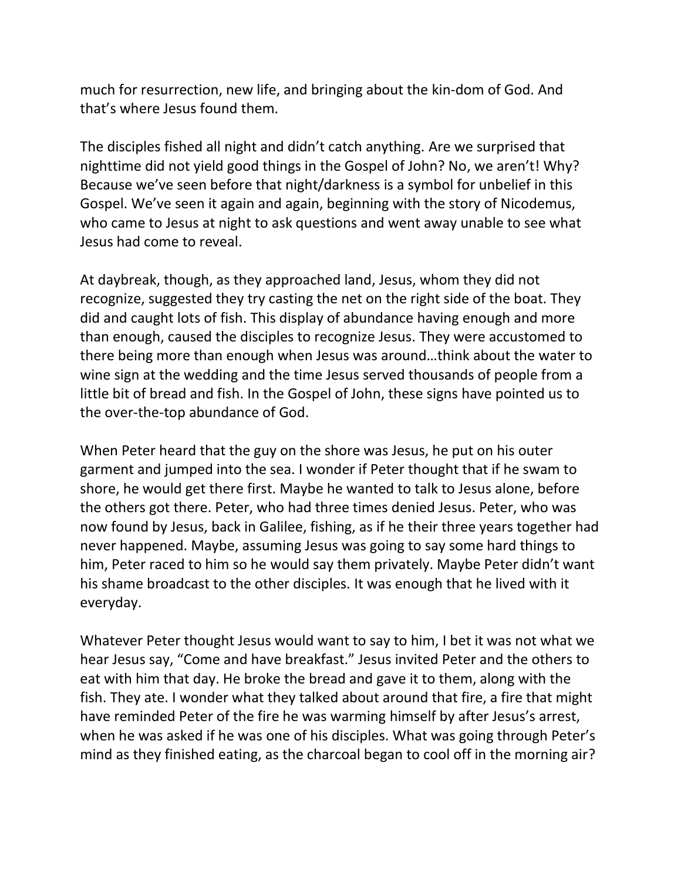much for resurrection, new life, and bringing about the kin-dom of God. And that's where Jesus found them.

The disciples fished all night and didn't catch anything. Are we surprised that nighttime did not yield good things in the Gospel of John? No, we aren't! Why? Because we've seen before that night/darkness is a symbol for unbelief in this Gospel. We've seen it again and again, beginning with the story of Nicodemus, who came to Jesus at night to ask questions and went away unable to see what Jesus had come to reveal.

At daybreak, though, as they approached land, Jesus, whom they did not recognize, suggested they try casting the net on the right side of the boat. They did and caught lots of fish. This display of abundance having enough and more than enough, caused the disciples to recognize Jesus. They were accustomed to there being more than enough when Jesus was around…think about the water to wine sign at the wedding and the time Jesus served thousands of people from a little bit of bread and fish. In the Gospel of John, these signs have pointed us to the over-the-top abundance of God.

When Peter heard that the guy on the shore was Jesus, he put on his outer garment and jumped into the sea. I wonder if Peter thought that if he swam to shore, he would get there first. Maybe he wanted to talk to Jesus alone, before the others got there. Peter, who had three times denied Jesus. Peter, who was now found by Jesus, back in Galilee, fishing, as if he their three years together had never happened. Maybe, assuming Jesus was going to say some hard things to him, Peter raced to him so he would say them privately. Maybe Peter didn't want his shame broadcast to the other disciples. It was enough that he lived with it everyday.

Whatever Peter thought Jesus would want to say to him, I bet it was not what we hear Jesus say, "Come and have breakfast." Jesus invited Peter and the others to eat with him that day. He broke the bread and gave it to them, along with the fish. They ate. I wonder what they talked about around that fire, a fire that might have reminded Peter of the fire he was warming himself by after Jesus's arrest, when he was asked if he was one of his disciples. What was going through Peter's mind as they finished eating, as the charcoal began to cool off in the morning air?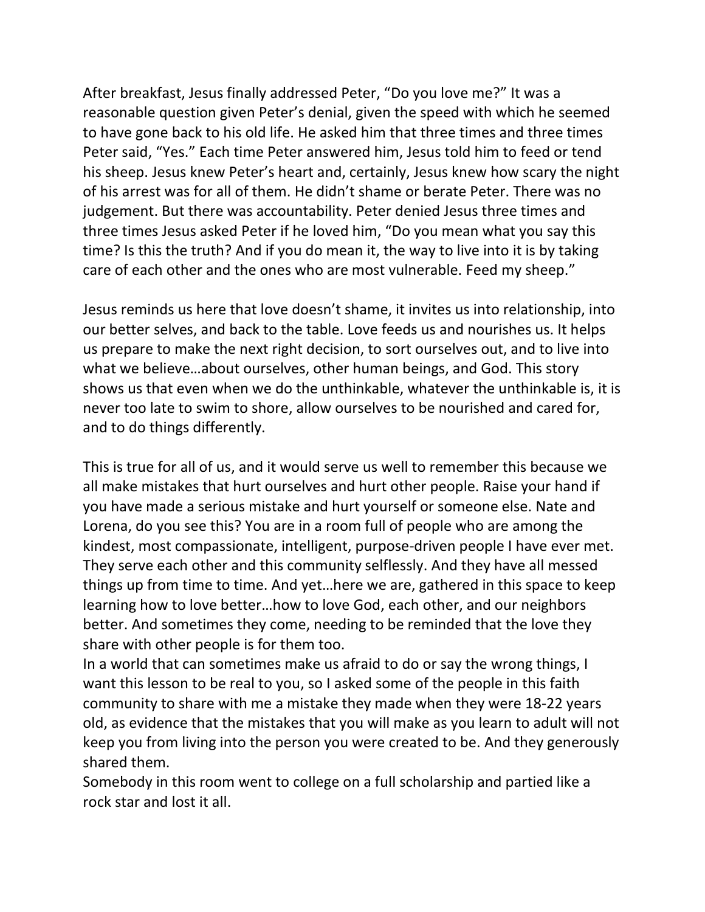After breakfast, Jesus finally addressed Peter, "Do you love me?" It was a reasonable question given Peter's denial, given the speed with which he seemed to have gone back to his old life. He asked him that three times and three times Peter said, "Yes." Each time Peter answered him, Jesus told him to feed or tend his sheep. Jesus knew Peter's heart and, certainly, Jesus knew how scary the night of his arrest was for all of them. He didn't shame or berate Peter. There was no judgement. But there was accountability. Peter denied Jesus three times and three times Jesus asked Peter if he loved him, "Do you mean what you say this time? Is this the truth? And if you do mean it, the way to live into it is by taking care of each other and the ones who are most vulnerable. Feed my sheep."

Jesus reminds us here that love doesn't shame, it invites us into relationship, into our better selves, and back to the table. Love feeds us and nourishes us. It helps us prepare to make the next right decision, to sort ourselves out, and to live into what we believe…about ourselves, other human beings, and God. This story shows us that even when we do the unthinkable, whatever the unthinkable is, it is never too late to swim to shore, allow ourselves to be nourished and cared for, and to do things differently.

This is true for all of us, and it would serve us well to remember this because we all make mistakes that hurt ourselves and hurt other people. Raise your hand if you have made a serious mistake and hurt yourself or someone else. Nate and Lorena, do you see this? You are in a room full of people who are among the kindest, most compassionate, intelligent, purpose-driven people I have ever met. They serve each other and this community selflessly. And they have all messed things up from time to time. And yet…here we are, gathered in this space to keep learning how to love better…how to love God, each other, and our neighbors better. And sometimes they come, needing to be reminded that the love they share with other people is for them too.

In a world that can sometimes make us afraid to do or say the wrong things, I want this lesson to be real to you, so I asked some of the people in this faith community to share with me a mistake they made when they were 18-22 years old, as evidence that the mistakes that you will make as you learn to adult will not keep you from living into the person you were created to be. And they generously shared them.

Somebody in this room went to college on a full scholarship and partied like a rock star and lost it all.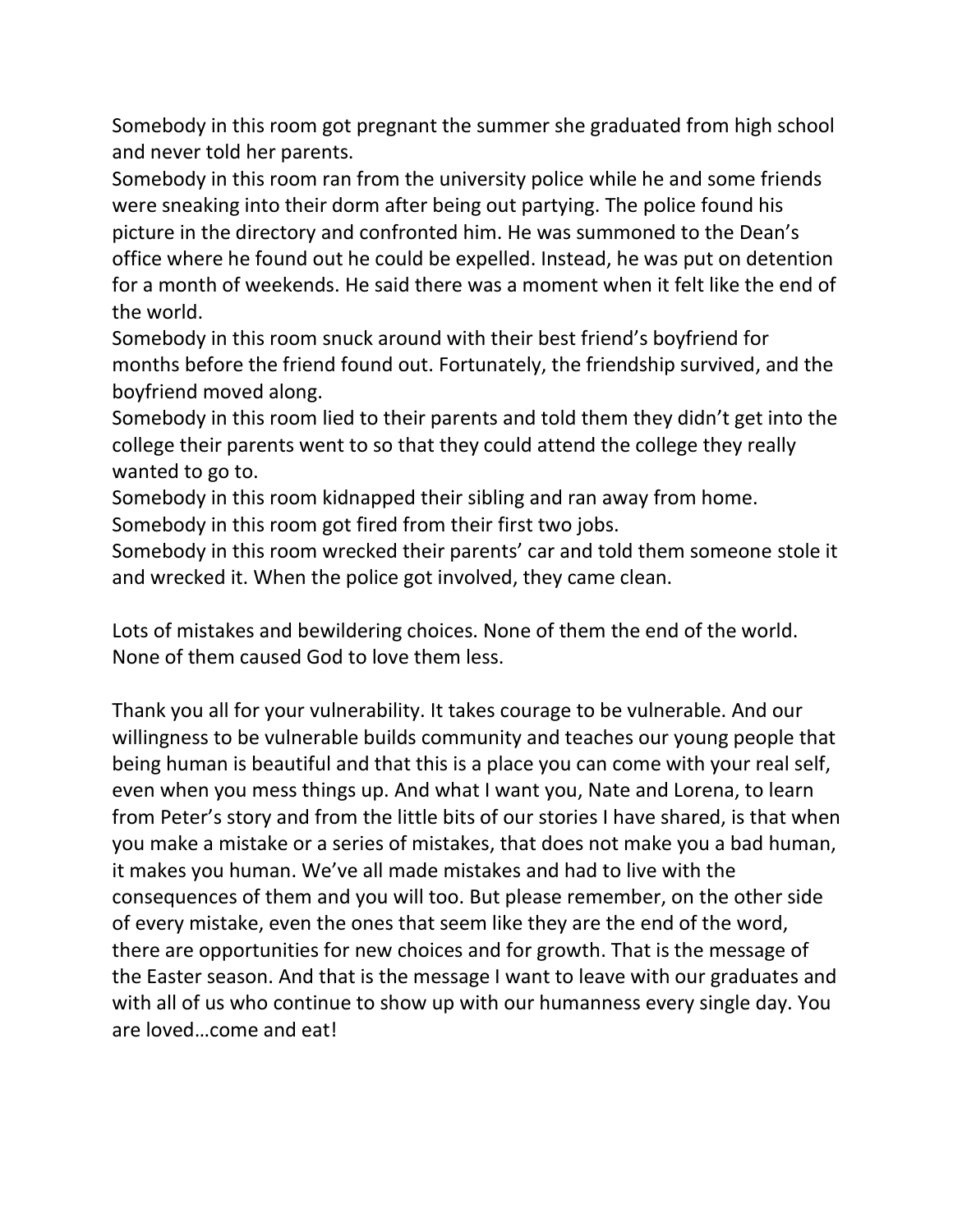Somebody in this room got pregnant the summer she graduated from high school and never told her parents.

Somebody in this room ran from the university police while he and some friends were sneaking into their dorm after being out partying. The police found his picture in the directory and confronted him. He was summoned to the Dean's office where he found out he could be expelled. Instead, he was put on detention for a month of weekends. He said there was a moment when it felt like the end of the world.

Somebody in this room snuck around with their best friend's boyfriend for months before the friend found out. Fortunately, the friendship survived, and the boyfriend moved along.

Somebody in this room lied to their parents and told them they didn't get into the college their parents went to so that they could attend the college they really wanted to go to.

Somebody in this room kidnapped their sibling and ran away from home.

Somebody in this room got fired from their first two jobs.

Somebody in this room wrecked their parents' car and told them someone stole it and wrecked it. When the police got involved, they came clean.

Lots of mistakes and bewildering choices. None of them the end of the world. None of them caused God to love them less.

Thank you all for your vulnerability. It takes courage to be vulnerable. And our willingness to be vulnerable builds community and teaches our young people that being human is beautiful and that this is a place you can come with your real self, even when you mess things up. And what I want you, Nate and Lorena, to learn from Peter's story and from the little bits of our stories I have shared, is that when you make a mistake or a series of mistakes, that does not make you a bad human, it makes you human. We've all made mistakes and had to live with the consequences of them and you will too. But please remember, on the other side of every mistake, even the ones that seem like they are the end of the word, there are opportunities for new choices and for growth. That is the message of the Easter season. And that is the message I want to leave with our graduates and with all of us who continue to show up with our humanness every single day. You are loved…come and eat!